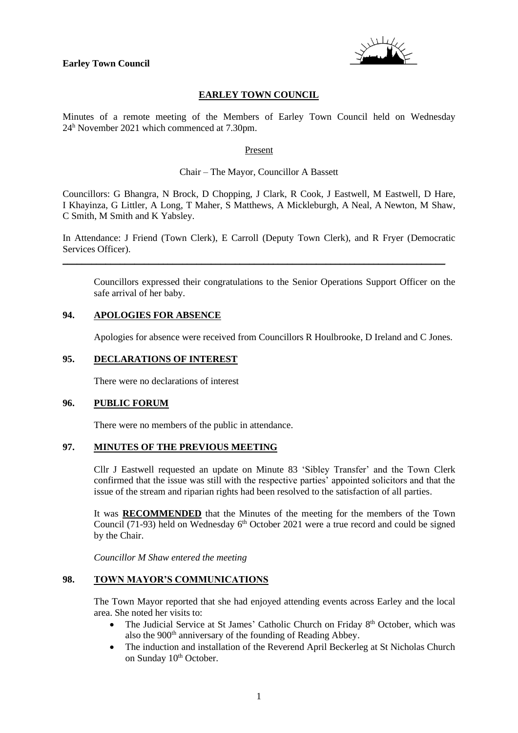**Earley Town Council**

# EARLEY TOWN COUNCIL

Minutes of a remote meeting of the Members of Earley Town Council held on Wednesday 24h November 2021 which commenced at 7.30pm.

Present

Chair – The Mayor, Councillor A Bassett

Councillors: G Bhangra, N Brock, D Chopping, J Clark, R Cook, J Eastwell, M Eastwell, D Hare, I Khayinza, G Littler, A Long, T Maher, S Matthews, A Mickleburgh, A Neal, A Newton, M Shaw, C Smith, M Smith and K Yabsley.

In Attendance: J Friend (Town Clerk), E Carroll (Deputy Town Clerk), and R Fryer (Democratic Services Officer).

---

Councillors expressed their congratulations to the Senior Operations Support Officer on the safe arrival of her baby.

## 94. APOLOGIES FOR ABSENCE

Apologies for absence were received from Councillors R Houlbrooke, D Ireland and C Jones.

## 95. DECLARATIONS OF INTEREST

There were no declarations of interest

## 96. PUBLIC FORUM

There were no members of the public in attendance.

## 97. MINUTES OF THE PREVIOUS MEETING

Cllr J Eastwell requested an update on Minute 83 'Sibley Transfer' and the Town Clerk confirmed that the issue was still with the respective parties' appointed solicitors and that the issue of the stream and riparian rights had been resolved to the satisfaction of all parties.

It was **RECOMMENDED** that the Minutes of the meeting for the members of the Town Council (71-93) held on Wednesday 6th October 2021 were a true record and could be signed by the Chair.

*Councillor M Shaw entered the meeting*

## 98. TOWN MAYOR'S COMMUNICATIONS

The Town Mayor reported that she had enjoyed attending events across Earley and the local area. She noted her visits to:

- The Judicial Service at St James' Catholic Church on Friday 8th October, which was also the 900th anniversary of the founding of Reading Abbey.
- The induction and installation of the Reverend April Beckerleg at St Nicholas Church on Sunday 10th October.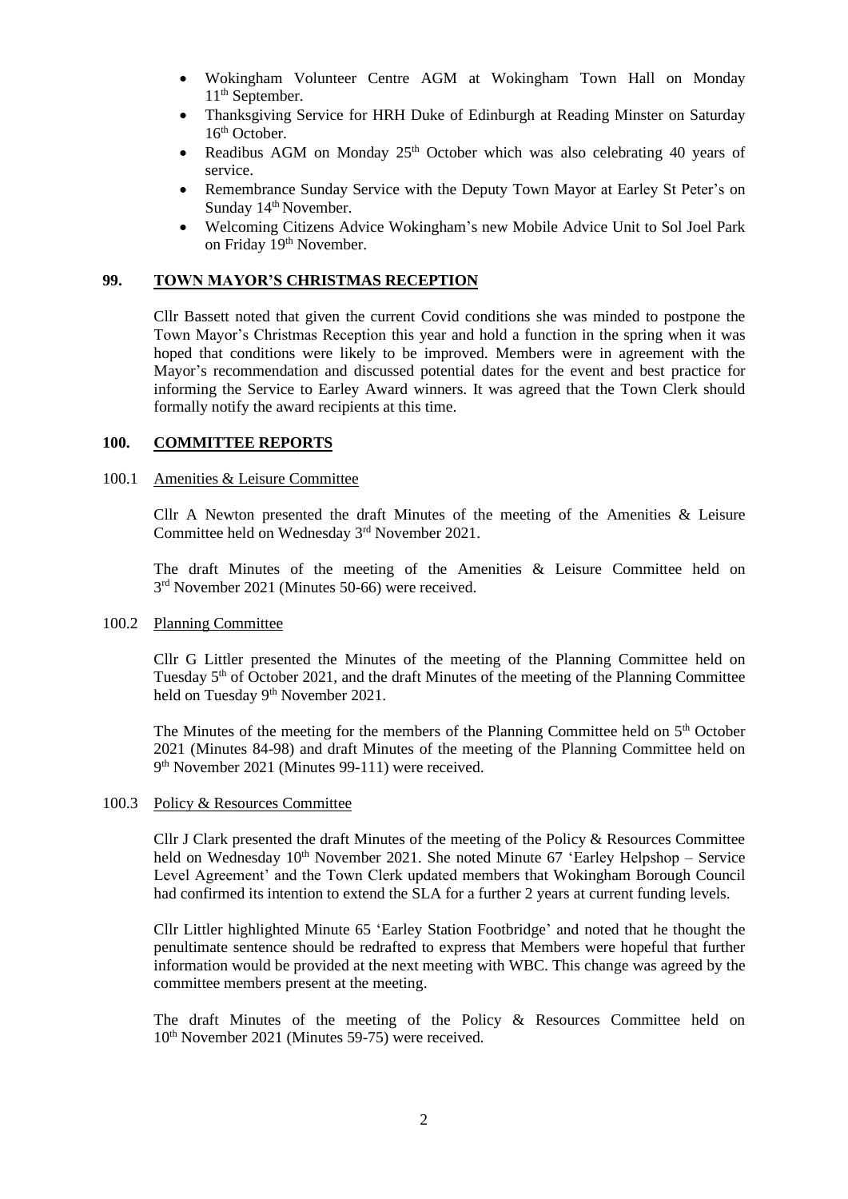- Wokingham Volunteer Centre AGM at Wokingham Town Hall on Monday 11th September.
- Thanksgiving Service for HRH Duke of Edinburgh at Reading Minster on Saturday 16th October.
- Readibus AGM on Monday 25th October which was also celebrating 40 years of service.
- Remembrance Sunday Service with the Deputy Town Mayor at Earley St Peter's on Sunday 14th November.
- Welcoming Citizens Advice Wokingham's new Mobile Advice Unit to Sol Joel Park on Friday 19th November.

## 99. TOWN MAYOR'S CHRISTMAS RECEPTION

Cllr Bassett noted that given the current Covid conditions she was minded to postpone the Town Mayor's Christmas Reception this year and hold a function in the spring when it was hoped that conditions were likely to be improved. Members were in agreement with the Mayor's recommendation and discussed potential dates for the event and best practice for informing the Service to Earley Award winners. It was agreed that the Town Clerk should formally notify the award recipients at this time.

## 100. COMMITTEE REPORTS

### 100.1 Amenities & Leisure Committee

Cllr A Newton presented the draft Minutes of the meeting of the Amenities & Leisure Committee held on Wednesday 3rd November 2021.

The draft Minutes of the meeting of the Amenities & Leisure Committee held on 3rd November 2021 (Minutes 50-66) were received.

### 100.2 Planning Committee

Cllr G Littler presented the Minutes of the meeting of the Planning Committee held on Tuesday 5th of October 2021, and the draft Minutes of the meeting of the Planning Committee held on Tuesday 9th November 2021.

The Minutes of the meeting for the members of the Planning Committee held on 5th October 2021 (Minutes 84-98) and draft Minutes of the meeting of the Planning Committee held on 9th November 2021 (Minutes 99-111) were received.

### 100.3 Policy & Resources Committee

Cllr J Clark presented the draft Minutes of the meeting of the Policy & Resources Committee held on Wednesday 10th November 2021. She noted Minute 67 'Earley Helpshop – Service Level Agreement' and the Town Clerk updated members that Wokingham Borough Council had confirmed its intention to extend the SLA for a further 2 years at current funding levels.

Cllr Littler highlighted Minute 65 'Earley Station Footbridge' and noted that he thought the penultimate sentence should be redrafted to express that Members were hopeful that further information would be provided at the next meeting with WBC. This change was agreed by the committee members present at the meeting.

The draft Minutes of the meeting of the Policy & Resources Committee held on 10th November 2021 (Minutes 59-75) were received.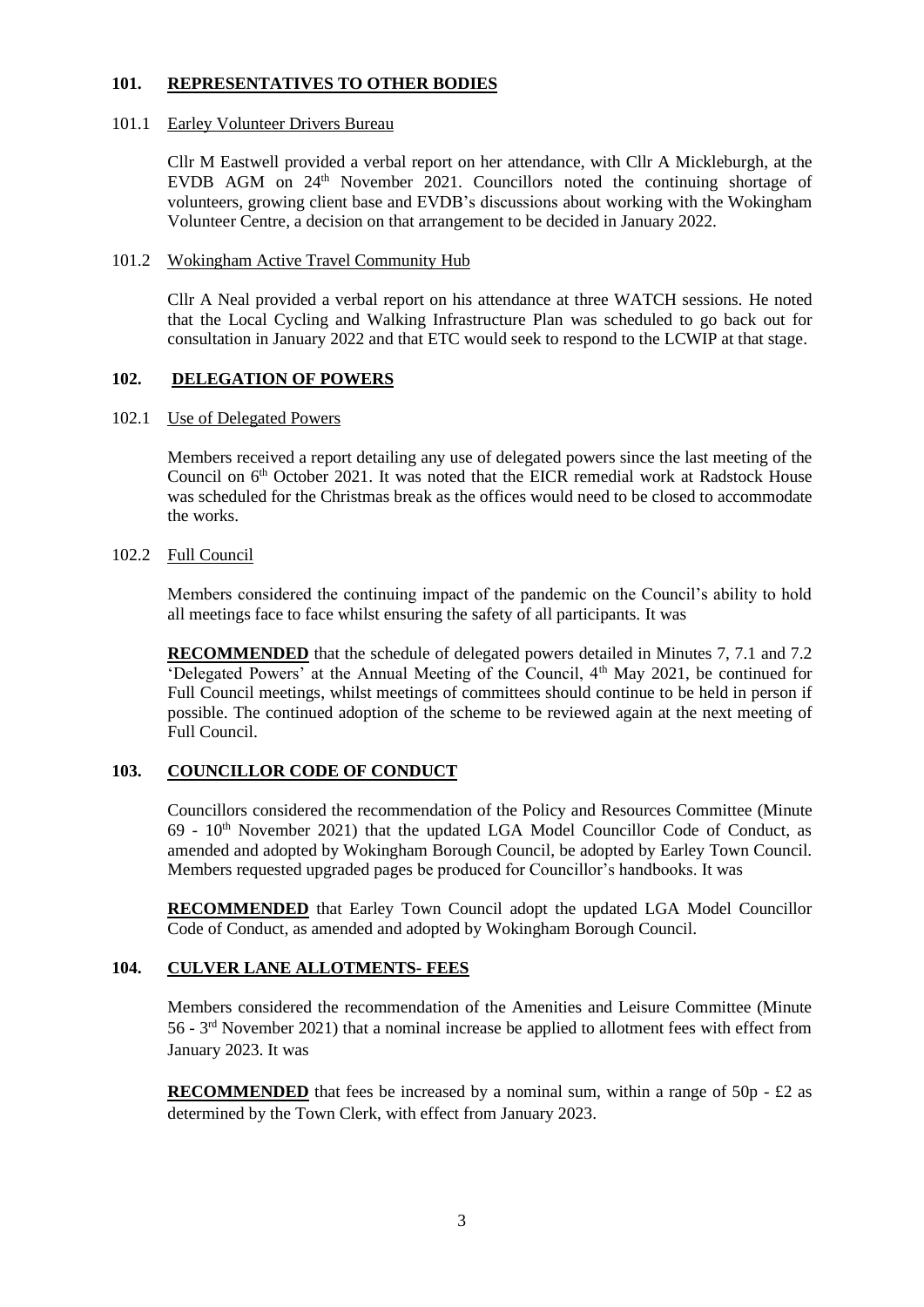## 101. REPRESENTATIVES TO OTHER BODIES

### 101.1 Earley Volunteer Drivers Bureau

Cllr M Eastwell provided a verbal report on her attendance, with Cllr A Mickleburgh, at the EVDB AGM on 24th November 2021. Councillors noted the continuing shortage of volunteers, growing client base and EVDB's discussions about working with the Wokingham Volunteer Centre, a decision on that arrangement to be decided in January 2022.

### 101.2 Wokingham Active Travel Community Hub

Cllr A Neal provided a verbal report on his attendance at three WATCH sessions. He noted that the Local Cycling and Walking Infrastructure Plan was scheduled to go back out for consultation in January 2022 and that ETC would seek to respond to the LCWIP at that stage.

## 102. DELEGATION OF POWERS

### 102.1 Use of Delegated Powers

Members received a report detailing any use of delegated powers since the last meeting of the Council on 6th October 2021. It was noted that the EICR remedial work at Radstock House was scheduled for the Christmas break as the offices would need to be closed to accommodate the works.

### 102.2 Full Council

Members considered the continuing impact of the pandemic on the Council's ability to hold all meetings face to face whilst ensuring the safety of all participants. It was

**RECOMMENDED** that the schedule of delegated powers detailed in Minutes 7, 7.1 and 7.2 'Delegated Powers' at the Annual Meeting of the Council, 4th May 2021, be continued for Full Council meetings, whilst meetings of committees should continue to be held in person if possible. The continued adoption of the scheme to be reviewed again at the next meeting of Full Council.

## 103. COUNCILLOR CODE OF CONDUCT

Councillors considered the recommendation of the Policy and Resources Committee (Minute 69 - 10th November 2021) that the updated LGA Model Councillor Code of Conduct, as amended and adopted by Wokingham Borough Council, be adopted by Earley Town Council. Members requested upgraded pages be produced for Councillor's handbooks. It was

**RECOMMENDED** that Earley Town Council adopt the updated LGA Model Councillor Code of Conduct, as amended and adopted by Wokingham Borough Council.

## 104. CULVER LANE ALLOTMENTS- FEES

Members considered the recommendation of the Amenities and Leisure Committee (Minute 56 - 3rd November 2021) that a nominal increase be applied to allotment fees with effect from January 2023. It was

**RECOMMENDED** that fees be increased by a nominal sum, within a range of 50p - £2 as determined by the Town Clerk, with effect from January 2023.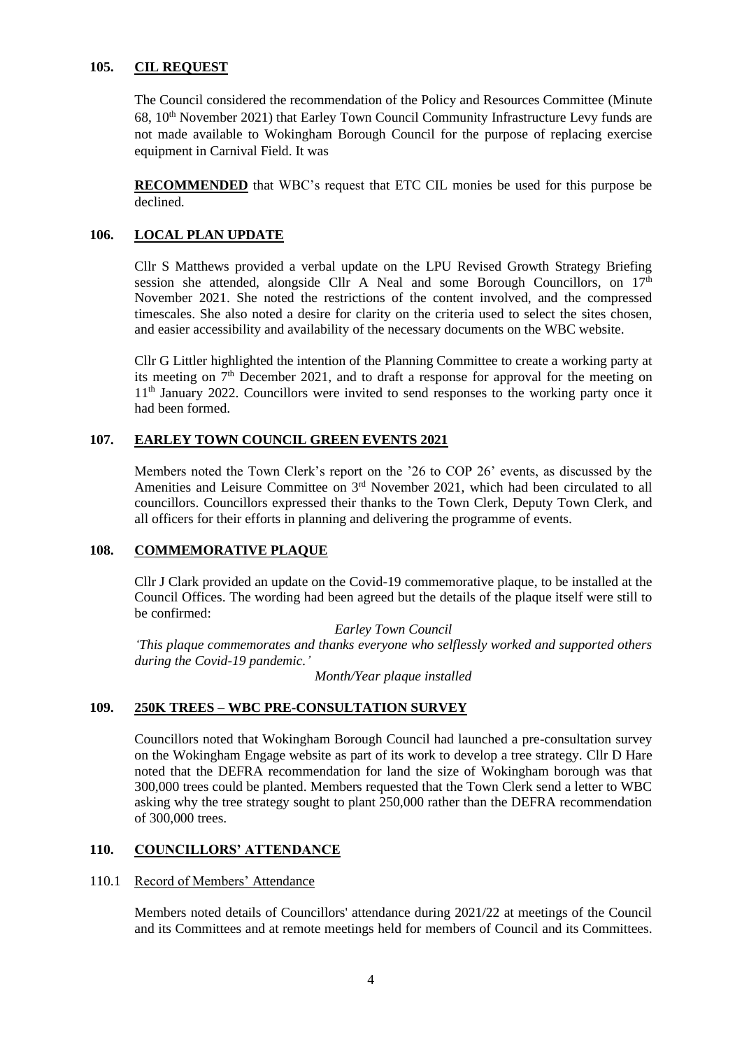## 105. CIL REQUEST

The Council considered the recommendation of the Policy and Resources Committee (Minute 68, 10th November 2021) that Earley Town Council Community Infrastructure Levy funds are not made available to Wokingham Borough Council for the purpose of replacing exercise equipment in Carnival Field. It was

**RECOMMENDED** that WBC's request that ETC CIL monies be used for this purpose be declined.

## 106. LOCAL PLAN UPDATE

Cllr S Matthews provided a verbal update on the LPU Revised Growth Strategy Briefing session she attended, alongside Cllr A Neal and some Borough Councillors, on 17th November 2021. She noted the restrictions of the content involved, and the compressed timescales. She also noted a desire for clarity on the criteria used to select the sites chosen, and easier accessibility and availability of the necessary documents on the WBC website.

Cllr G Littler highlighted the intention of the Planning Committee to create a working party at its meeting on 7th December 2021, and to draft a response for approval for the meeting on 11th January 2022. Councillors were invited to send responses to the working party once it had been formed.

## 107. EARLEY TOWN COUNCIL GREEN EVENTS 2021

Members noted the Town Clerk's report on the '26 to COP 26' events, as discussed by the Amenities and Leisure Committee on 3rd November 2021, which had been circulated to all councillors. Councillors expressed their thanks to the Town Clerk, Deputy Town Clerk, and all officers for their efforts in planning and delivering the programme of events.

## 108. COMMEMORATIVE PLAQUE

Cllr J Clark provided an update on the Covid-19 commemorative plaque, to be installed at the Council Offices. The wording had been agreed but the details of the plaque itself were still to be confirmed:

*Earley Town Council*

*'This plaque commemorates and thanks everyone who selflessly worked and supported others during the Covid-19 pandemic.'*

*Month/Year plaque installed*

## 109. 250K TREES – WBC PRE-CONSULTATION SURVEY

Councillors noted that Wokingham Borough Council had launched a pre-consultation survey on the Wokingham Engage website as part of its work to develop a tree strategy. Cllr D Hare noted that the DEFRA recommendation for land the size of Wokingham borough was that 300,000 trees could be planted. Members requested that the Town Clerk send a letter to WBC asking why the tree strategy sought to plant 250,000 rather than the DEFRA recommendation of 300,000 trees.

## 110. COUNCILLORS' ATTENDANCE

### 110.1 Record of Members' Attendance

Members noted details of Councillors' attendance during 2021/22 at meetings of the Council and its Committees and at remote meetings held for members of Council and its Committees.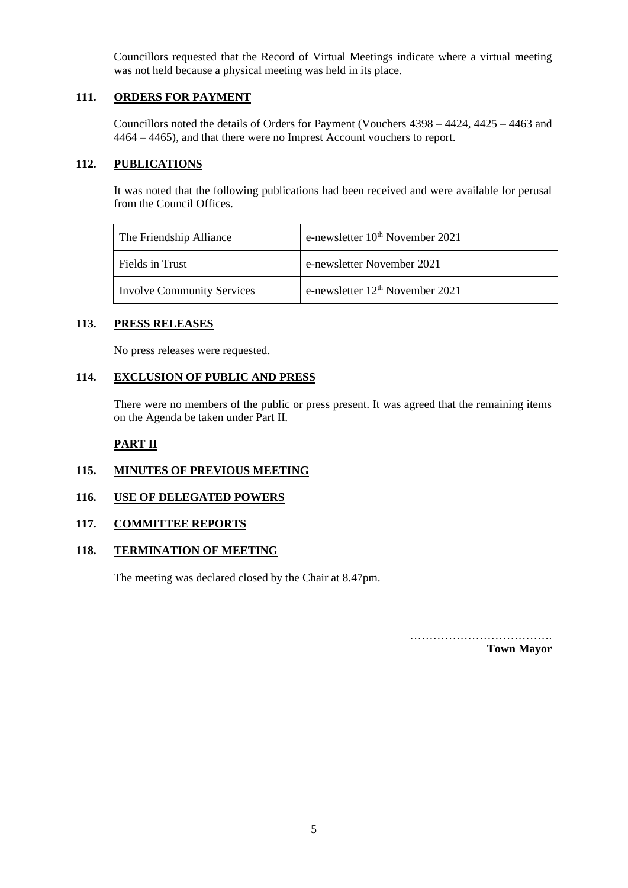Councillors requested that the Record of Virtual Meetings indicate where a virtual meeting was not held because a physical meeting was held in its place.

## 111. ORDERS FOR PAYMENT

Councillors noted the details of Orders for Payment (Vouchers 4398 – 4424, 4425 – 4463 and 4464 – 4465), and that there were no Imprest Account vouchers to report.

## 112. PUBLICATIONS

It was noted that the following publications had been received and were available for perusal from the Council Offices.

| | |
|---|---|
| The Friendship Alliance | e-newsletter 10th November 2021 |
| Fields in Trust | e-newsletter November 2021 |
| Involve Community Services | e-newsletter 12th November 2021 |

## 113. PRESS RELEASES

No press releases were requested.

## 114. EXCLUSION OF PUBLIC AND PRESS

There were no members of the public or press present. It was agreed that the remaining items on the Agenda be taken under Part II.

## PART II

## 115. MINUTES OF PREVIOUS MEETING

## 116. USE OF DELEGATED POWERS

## 117. COMMITTEE REPORTS

## 118. TERMINATION OF MEETING

The meeting was declared closed by the Chair at 8.47pm.

……………………………….

**Town Mayor**